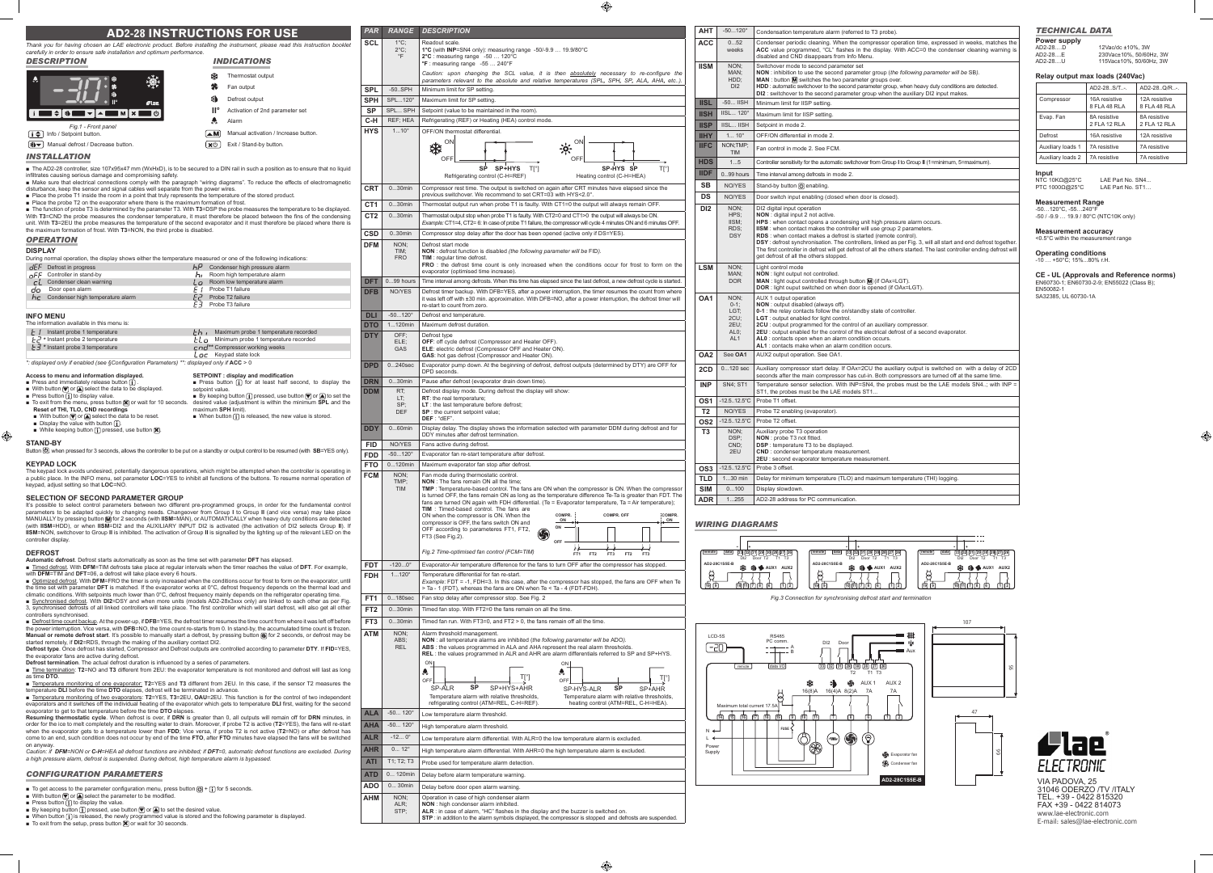# AD2-28 INSTRUCTIONS FOR USE

*Thank you for having chosen an LAE electronic product. Before installing the instrument, please read this instruction booklet carefully in order to ensure safe installation and optimum performance.*

## DESCRIPTION

Fig.1 - Front panel

- Info / Setpoint button.
- Manual defrost / Decrease button.

## INDICATIONS

- Thermostat output
- Fan output
- Defrost output
- Activation of 2nd parameter set
- Alarm
- Manual activation / Increase button.
- Exit / Stand-by button.

## INSTALLATION

- The AD2-28 controller, size 107x95x47 mm (WxHxD), is to be secured to a DIN rail in such a position as to ensure that no liquid infiltrates causing serious damage and compromising safety.
- Make sure that electrical connections comply with the paragraph "wiring diagrams". To reduce the effects of electromagnetic disturbance, keep the sensor and signal cables well separate from the power wires.
- Place the probe T1 inside the room in a point that truly represents the temperature of the stored product.
- Place the probe T2 on the evaporator where there is the maximum formation of frost.
- The function of probe T3 is determined by the parameter T3. With **T3**=DSP the probe measures the temperature to be displayed. With **T3**=CND the probe measures the condenser temperature, it must therefore be placed between the fins of the condensing unit. With **T3**=2EU the probe measures the temperature of the second evaporator and it must therefore be placed where there is the maximum formation of frost. With **T3**=NON, the third probe is disabled.

## OPERATION

### DISPLAY

During normal operation, the display shows either the temperature measured or one of the following indications:

| | | | |
|---|---|---|---|
| dEF | Defrost in progress | HP | Condenser high pressure alarm |
| OFF | Controller in stand-by | hi | Room high temperature alarm |
| CL | Condenser clean warning | Lo | Room low temperature alarm |
| do | Door open alarm | E1 | Probe T1 failure |
| hc | Condenser high temperature alarm | E2 | Probe T2 failure |
| | | E3 | Probe T3 failure |

### INFO MENU

The information available in this menu is:

| | | | |
|---|---|---|---|
| t1 | Instant probe 1 temperature | thi | Maximum probe 1 temperature recorded |
| t2 | * Instant probe 2 temperature | tLo | Minimum probe 1 temperature recorded |
| t3 | * Instant probe 3 temperature | Cnd | ** Compressor working weeks |
| | | LOC | Keypad state lock |

*: displayed only if enabled (see §Configuration Parameters) **: displayed only if **ACC** > 0

**Access to menu and information displayed.**

- Press and immediately release button (i).
- With button (▼) or (▲) select the data to be displayed.
- Press button (i) to display value.
- To exit from the menu, press button (X) or wait for 10 seconds.

**Reset of THI, TLO, CND recordings**

- With button (▼) or (▲) select the data to be reset.
- Display the value with button (i).
- While keeping button (i) pressed, use button (X).

**SETPOINT : display and modification**

- Press button (i) for at least half second, to display the setpoint value.
- By keeping button (i) pressed, use button (▼) or (▲) to set the desired value (adjustment is within the minimum **SPL** and the maximum **SPH** limit).
- When button (i) is released, the new value is stored.

### STAND-BY

Button (X), when pressed for 3 seconds, allows the controller to be put on a standby or output control to be resumed (with **SB**=YES only).

### KEYPAD LOCK

The keypad lock avoids undesired, potentially dangerous operations, which might be attempted when the controller is operating in a public place. In the INFO menu, set parameter **LOC**=YES to inhibit all functions of the buttons. To resume normal operation of keypad, adjust setting so that **LOC**=NO.

### SELECTION OF SECOND PARAMETER GROUP

It's possible to select control parameters between two different pre-programmed groups, in order for the fundamental control parameters to be adapted quickly to changing needs. Changeover from Group I to Group II (and vice versa) may take place MANUALLY by pressing button (M) for 2 seconds (with **IISM**=MAN), or AUTOMATICALLY when heavy duty conditions are detected (with **IISM**=HDD), or when **IISM**=DI2 and the AUXILIARY INPUT DI2 is activated (the activation of DI2 selects Group **II**). If **IISM**=NON, switchover to Group **II** is inhibited. The activation of Group **II** is signalled by the lighting up of the relevant LED on the controller display.

### DEFROST

**Automatic defrost**. Defrost starts automatically as soon as the time set with parameter **DFT** has elapsed.

- Timed defrost. With **DFM**=TIM defrosts take place at regular intervals when the timer reaches the value of **DFT**. For example, with **DFM**=TIM and **DFT**=06, a defrost will take place every 6 hours.
- Optimized defrost. With **DFM**=FRO the timer is only increased when the conditions occur for frost to form on the evaporator, until the time set with parameter **DFT** is matched. If the evaporator works at 0°C, defrost frequency depends on the thermal load and climatic conditions. With setpoints much lower than 0°C, defrost frequency mainly depends on the refrigerator operating time.
- Synchronised defrost. With **DI2**=DSY and when more units (models AD2-28x3xxx only) are linked to each other as per Fig. 3, synchronised defrosts of all linked controllers will take place. The first controller which will start defrost, will also get all other controllers synchronised.
- Defrost time count backup. At the power-up, if **DFB**=YES, the defrost timer resumes the time count from where it was left off before the power interruption. Vice versa, with **DFB**=NO, the time count re-starts from 0. In stand-by, the accumulated time count is frozen.

**Manual or remote defrost start**. It's possible to manually start a defrost, by pressing button (▼) for 2 seconds, or defrost may be started remotely, if **DI2**=RDS, through the making of the auxiliary contact DI2.

**Defrost type**. Once defrost has started, Compressor and Defrost outputs are controlled according to parameter **DTY**. If **FID**=YES, the evaporator fans are active during defrost.

**Defrost termination**. The actual defrost duration is influenced by a series of parameters.

- Time termination: **T2**=NO and **T3** different from 2EU: the evaporator temperature is not monitored and defrost will last as long as time **DTO**.
- Temperature monitoring of one evaporator: **T2**=YES and **T3** different from 2EU. In this case, if the sensor T2 measures the temperature **DLI** before the time **DTO** elapses, defrost will be terminated in advance.
- Temperature monitoring of two evaporators: **T2**=YES, **T3**=2EU, **OAU**=2EU. This function is for the control of two independent evaporators and it switches off the individual heating of the evaporator which gets to temperature **DLI** first, waiting for the second evaporator to get to that temperature before the time **DTO** elapses.

**Resuming thermostatic cycle**. When defrost is over, if **DRN** is greater than 0, all outputs will remain off for **DRN** minutes, in order for the ice to melt completely and the resulting water to drain. Moreover, if probe T2 is active (**T2**=YES), the fans will re-start when the evaporator gets to a temperature lower than **FDD**; Vice versa, if probe T2 is not active (**T2**=NO) or after defrost has come to an end, such condition does not occur by end of the time **FTO**, after **FTO** minutes have elapsed the fans will be switched on anyway.

*Caution: if DFM=NON or C-H=HEA all defrost functions are inhibited; if DFT=0, automatic defrost functions are excluded. During a high pressure alarm, defrost is suspended. During defrost, high temperature alarm is bypassed.*

## CONFIGURATION PARAMETERS

- To get access to the parameter configuration menu, press button (X) + (i) for 5 seconds.
- With button (▼) or (▲) select the parameter to be modified.
- Press button (i) to display the value.
- By keeping button (i) pressed, use button (▼) or (▲) to set the desired value.
- When button (i) is released, the newly programmed value is stored and the following parameter is displayed.
- To exit from the setup, press button (X) or wait for 30 seconds.

| PAR | RANGE | DESCRIPTION |
|---|---|---|
| SCL | 1°C; 2°C; °F | Readout scale. **1°C** (with **INP**=SN4 only): measuring range -50/-9.9 … 19.9/80°C **2°C** : measuring range -50 … 120°C **°F** : measuring range -55 … 240°F *Caution: upon changing the SCL value, it is then absolutely necessary to re-configure the parameters relevant to the absolute and relative temperatures (SPL, SPH, SP, ALA, AHA, etc.).* |
| SPL | -50..SPH | Minimum limit for SP setting. |
| SPH | SPL...120° | Maximum limit for SP setting. |
| SP | SPL... SPH | Setpoint (value to be maintained in the room). |
| C-H | REF; HEA | Refrigerating (REF) or Heating (HEA) control mode. |
| HYS | 1...10° | OFF/ON thermostat differential. (Refrigerating control (C-H=REF): ON above SP+HYS, OFF at SP. Heating control (C-H=HEA): ON below SP-HYS, OFF at SP) |
| CRT | 0...30min | Compressor rest time. The output is switched on again after CRT minutes have elapsed since the previous switchover. We recommend to set CRT=03 with HYS<2.0°. |
| CT1 | 0...30min | Thermostat output run when probe T1 is faulty. With CT1=0 the output will always remain OFF. |
| CT2 | 0...30min | Thermostat output stop when probe T1 is faulty. With CT2=0 and CT1>0 the output will always be ON. *Example*: CT1=4, CT2= 6: In case of probe T1 failure, the compressor will cycle 4 minutes ON and 6 minutes OFF. |
| CSD | 0...30min | Compressor stop delay after the door has been opened (active only if DS=YES). |
| DFM | NON; TIM; FRO | Defrost start mode **NON** : defrost function is disabled *(the following parameter will be FID)*. **TIM** : regular time defrost. **FRO** : the defrost time count is only increased when the conditions occur for frost to form on the evaporator (optimised time increase). |
| DFT | 0...99 hours | Time interval among defrosts. When this time has elapsed since the last defrost, a new defrost cycle is started. |
| DFB | NO/YES | Defrost timer backup. With DFB=YES, after a power interruption, the timer resumes the count from where it was left off with ±30 min. approximation. With DFB=NO, after a power interruption, the defrost timer will re-start to count from zero. |
| DLI | -50...120° | Defrost end temperature. |
| DTO | 1...120min | Maximum defrost duration. |
| DTY | OFF; ELE; GAS | Defrost type **OFF**: off cycle defrost (Compressor and Heater OFF). **ELE**: electric defrost (Compressor OFF and Heater ON). **GAS**: hot gas defrost (Compressor and Heater ON). |
| DPD | 0...240sec | Evaporator pump down. At the beginning of defrost, defrost outputs (determined by DTY) are OFF for DPD seconds. |
| DRN | 0...30min | Pause after defrost (evaporator drain down time). |
| DDM | RT; LT; SP; DEF | Defrost display mode. During defrost the display will show: **RT**: the real temperature; **LT** : the last temperature before defrost; **SP** : the current setpoint value; **DEF** : "dEF". |
| DDY | 0...60min | Display delay. The display shows the information selected with parameter DDM during defrost and for DDY minutes after defrost termination. |
| FID | NO/YES | Fans active during defrost. |
| FDD | -50...120° | Evaporator fan re-start temperature after defrost. |
| FTO | 0...120min | Maximum evaporator fan stop after defrost. |
| FCM | NON; TMP; TIM | Fan mode during thermostatic control. **NON** : The fans remain ON all the time; **TMP** : Temperature-based control. The fans are ON when the compressor is ON. When the compressor is turned OFF, the fans remain ON as long as the temperature difference Te-Ta is greater than FDT. The fans are turned ON again with FDH differential. (Te = Evaporator temperature, Ta = Air temperature); **TIM** : Timed-based control. The fans are ON when the compressor is ON. When the compressor is off, the fans switch ON and OFF according to parameteres FT1, FT2, FT3 (See Fig.2). *Fig.2 Time-optimised fan control (FCM=TIM)* |
| FDT | -120...0° | Evaporator-Air temperature difference for the fans to turn OFF after the compressor has stopped. |
| FDH | 1...120° | Temperature differential for fan re-start. *Example*: FDT = -1, FDH=3. In this case, after the compressor has stopped, the fans are OFF when Te > Ta - 1 (FDT), whereas the fans are ON when Te < Ta - 4 (FDT-FDH). |
| FT1 | 0...180sec | Fan stop delay after compressor stop. See Fig. 2 |
| FT2 | 0...30min | Timed fan stop. With FT2=0 the fans remain on all the time. |
| FT3 | 0...30min | Timed fan run. With FT3=0, and FT2 > 0, the fans remain off all the time. |
| ATM | NON; ABS; REL | Alarm threshold management. **NON** : all temperature alarms are inhibited (*the following parameter will be ADO*). **ABS** : the values programmed in ALA and AHA represent the real alarm thresholds. **REL** : the values programmed in ALR and AHR are alarm differentials referred to SP and SP+HYS. (Temperature alarm with relative thresholds, refrigerating control (ATM=REL, C-H=REF): SP-ALR / SP+HYS+AHR. Temperature alarm with relative thresholds, heating control (ATM=REL, C-H=HEA): SP-HYS-ALR / SP+AHR) |
| ALA | -50... 120° | Low temperature alarm threshold. |
| AHA | -50... 120° | High temperature alarm threshold. |
| ALR | -12... 0° | Low temperature alarm differential. With ALR=0 the low temperature alarm is excluded. |
| AHR | 0... 12° | High temperature alarm differential. With AHR=0 the high temperature alarm is excluded. |
| ATI | T1; T2; T3 | Probe used for temperature alarm detection. |
| ATD | 0... 120min | Delay before alarm temperature warning. |
| ADO | 0... 30min | Delay before door open alarm warning. |
| AHM | NON; ALR; STP; | Operation in case of high condenser alarm **NON** : high condenser alarm inhibited. **ALR** : in case of alarm, "HC" flashes in the display and the buzzer is switched on. **STP** : in addition to the alarm symbols displayed, the compressor is stopped and defrosts are suspended. |
| AHT | -50...120° | Condensation temperature alarm (referred to T3 probe). |
| ACC | 0...52 weeks | Condenser periodic cleaning. When the compressor operation time, expressed in weeks, matches the ACC value programmed, "CL" flashes in the display. With ACC=0 the condenser cleaning warning is disabled and CND disappears from Info Menu. |
| IISM | NON; MAN; HDD; DI2 | Switchover mode to second parameter set **NON** : inhibition to use the second parameter group (*the following parameter will be SB).* **MAN** : button (M) switches the two parameter groups over. **HDD** : automatic switchover to the second parameter group, when heavy duty conditions are detected. **DI2** : switchover to the second parameter group when the auxiliary DI2 input makes. |
| IISL | -50... IISH | Minimum limit for IISP setting. |
| IISH | IISL... 120° | Maximum limit for IISP setting. |
| IISP | IISL... IISH | Setpoint in mode 2. |
| IIHY | 1... 10° | OFF/ON differential in mode 2. |
| IIFC | NON;TMP; TIM | Fan control in mode 2. See FCM. |
| HDS | 1...5 | Controller sensitivity for the automatic switchover from Group I to Group II (1=minimum, 5=maximum). |
| IIDF | 0...99 hours | Time interval among defrosts in mode 2. |
| SB | NO/YES | Stand-by button (X) enabling. |
| DS | NO/YES | Door switch input enabling (closed when door is closed). |
| DI2 | NON; HPS; IISM; RDS; DSY | DI2 digital input operation **NON** : digital input 2 not active. **HPS** : when contact opens a condensing unit high pressure alarm occurs. **IISM** : when contact makes the controller will use group 2 parameters. **RDS** : when contact makes a defrost is started (remote control). **DSY** : defrost synchronisation. The controllers, linked as per Fig. 3, will all start and end defrost together. The first controller in defrost will get defrost of all the others started. The last controller ending defrost will get defrost of all the others stopped. |
| LSM | NON; MAN; DOR | Light control mode **NON** : light output not controlled. **MAN** : light output controlled through button (M) (if OAx=LGT). **DOR** : light output switched on when door is opened (if OAx=LGT). |
| OA1 | NON; 0-1; LGT; 2CU; 2EU; AL0; AL1 | AUX 1 output operation **NON** : output disabled (always off). **0-1** : the relay contacts follow the on/standby state of controller. **LGT** : output enabled for light control. **2CU** : output programmed for the control of an auxiliary compressor. **2EU** : output enabled for the control of the electrical defrost of a second evaporator. **AL0** : contacts open when an alarm condition occurs. **AL1** : contacts make when an alarm condition occurs. |
| OA2 | See **OA1** | AUX2 output operation. See OA1. |
| 2CD | 0...120 sec | Auxiliary compressor start delay. If OAx=2CU the auxiliary output is switched on with a delay of 2CD seconds after the main compressor has cut-in. Both compressors are turned off at the same time. |
| INP | SN4; ST1 | Temperature sensor selection. With INP=SN4, the probes must be the LAE models SN4...; with INP = ST1, the probes must be the LAE models ST1... |
| OS1 | -12.5..12.5°C | Probe T1 offset. |
| T2 | NO/YES | Probe T2 enabling (evaporator). |
| OS2 | -12.5..12.5°C | Probe T2 offset. |
| T3 | NON; DSP; CND; 2EU | Auxiliary probe T3 operation **NON** : probe T3 not fitted. **DSP** : temperature T3 to be displayed. **CND** : condenser temperature measurement. **2EU** : second evaporator temperature measurement. |
| OS3 | -12.5..12.5°C | Probe 3 offset. |
| TLD | 1...30 min | Delay for minimum temperature (TLO) and maximum temperature (THI) logging. |
| SIM | 0...100 | Display slowdown. |
| ADR | 1...255 | AD2-28 address for PC communication. |

## WIRING DIAGRAMS

*Fig.3 Connection for synchronising defrost start and termination*

AD2-28C1S5E-B

## TECHNICAL DATA

**Power supply**

| | |
|---|---|
| AD2-28....D | 12Vac/dc ±10%, 3W |
| AD2-28....E | 230Vac±10%, 50/60Hz, 3W |
| AD2-28....U | 115Vac±10%, 50/60Hz, 3W |

**Relay output max loads (240Vac)**

| | AD2-28..S/T..-.. | AD2-28..Q/R..-.. |
|---|---|---|
| Compressor | 16A resistive 8 FLA 48 LLA | 12A resistive 8 FLA 48 LLA |
| Evap. Fan | 8A resistive 2 FLA 12 LLA | 8A resistive 2 FLA 12 LLA |
| Defrost | 16A resistive | 12A resistive |
| Auxiliary loads 1 | 7A resistive | 7A resistive |
| Auxiliary loads 2 | 7A resistive | 7A resistive |

**Input**

NTC 10KΩ@25°C LAE Part No. SN4...
PTC 1000Ω@25°C LAE Part No. ST1...

**Measurement Range**

-50…120°C, -55…240°F
-50 / -9.9 … 19.9 / 80°C (NTC10K only)

**Measurement accuracy**

<0.5°C within the measurement range

**Operating conditions**

-10 … +50°C; 15%...80% r.H.

**CE - UL (Approvals and Reference norms)**

EN60730-1; EN60730-2-9; EN55022 (Class B); EN50082-1
SA32385, UL 60730-1A

VIA PADOVA, 25
31046 ODERZO /TV /ITALY
TEL. +39 - 0422 815320
FAX +39 - 0422 814073
www.lae-electronic.com
E-mail: sales@lae-electronic.com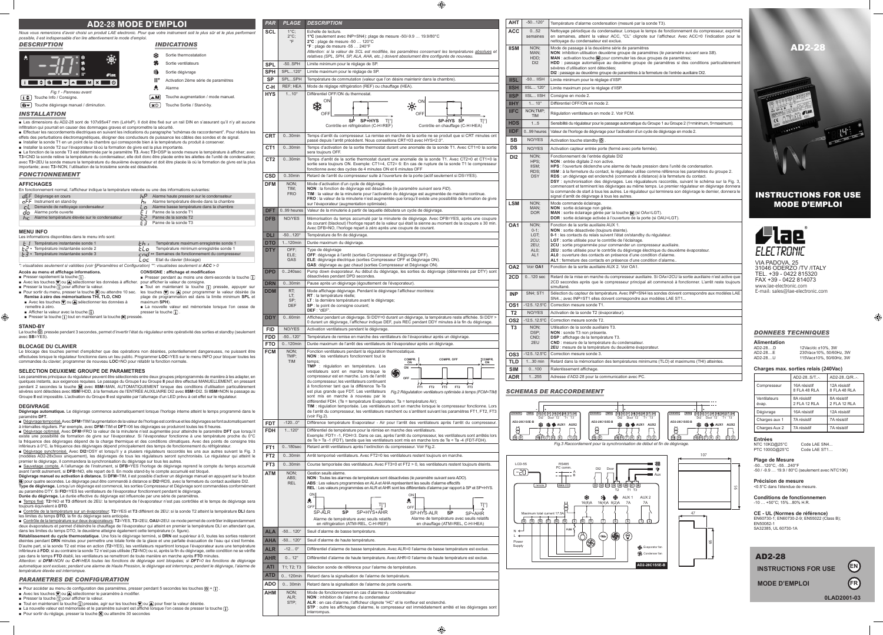# AD2-28 MODE D'EMPLOI

*Nous vous remercions d'avoir choisi un produit LAE electronic. Pour que votre instrument soit le plus sûr et le plus performant possible, il est indispensable d'en lire attentivement le mode d'emploi.*

## DESCRIPTION

*Fig.1 - Panneau avant*

Touche Info / Consigne.

Touche dégivrage manuel / diminution.

## INDICATIONS

Sortie thermostatation

Sortie ventilateurs

Sortie dégivrage

Activation 2ème série de paramètres

Alarme

Touche augmentation / mode manuel.

Touche Sortie / Stand-by.

## INSTALLATION

- Les dimensions du AD2-28 sont de 107x95x47 mm (LxHxP). Il doit être fixé sur un rail DIN en s'assurant qu'il n'y ait aucune infiltration qui pourrait en causer des dommages graves et compromettre la sécurité.
- Effectuer les raccordements électriques en suivant les indications du paragraphe "schémas de raccordement". Pour réduire les effets des perturbations électromagnétiques, éloigner des conducteurs de puissance les câbles des sondes et de signal.
- Installer la sonde T1 en un point de la chambre qui corresponde bien à la température du produit à conserver.
- Installer la sonde T2 sur l'évaporateur là où la formation de givre est la plus importante.
- La fonction de la sonde T3 est déterminée par le paramètre **T3**. Avec **T3**=DSP la sonde mesure la température à afficher; avec **T3**=CND la sonde relève la température du condensateur, elle doit donc être placée entre les ailettes de l'unité de condensation; avec **T3**=2EU la sonde mesure la température du deuxième évaporateur et doit être placée là où la formation de givre est la plus importante; avec **T3**=NON, l'utilisation de la troisième sonde est désactivée.

## FONCTIONNEMENT

### AFFICHAGES

En fonctionnement normal, l'afficheur indique la température relevée ou une des informations suivantes:

| | | | |
|---|---|---|---|
| dEF | Dégivrage en cours | hP | Alarme haute pression sur le condensateur |
| oFF | Instrument en stand-by | hI | Alarme température élevée dans la chambre |
| CL | Demande de nettoyage condensateur | Lo | Alarme basse température dans la chambre |
| do | Alarme porte ouverte | E1 | Panne de la sonde T1 |
| hc | Alarme température élevée sur le condensateur | E2 | Panne de la sonde T2 |
| | | E3 | Panne de la sonde T3 |

### MENU INFO

Les informations disponibles dans le menu info sont:

| | | | |
|---|---|---|---|
| t1 | Température instantanée sonde 1 | thI | Température maximum enregistrée sonde 1 |
| t2 * | Température instantanée sonde 2 | tLo | Température minimum enregistrée sonde 1 |
| t3 * | Température instantanée sonde 3 | CnD ** | Semaines de fonctionnement du compresseur |
| | | LOC | Etat du clavier (blocage) |

*: visualisées seulement si validées (voir §Paramètres et Configuration) **: visualisées seulement si ACC > 0

**Accès au menu et affichage informations.**
- Presser rapidement la touche (i).
- Avec les touches (▼) ou (▲) sélectionner les données à afficher.
- Presser la touche (i) pour afficher la valeur.
- Pour sortir du menu, presser la touche (X) ou attendre 10 sec.

**Remise à zéro des mémorisations THI, TLO, CND**
- Avec les touches (▼) ou (▲) sélectionner les données à remettre à zéro.
- Afficher la valeur avec la touche (i).
- Presser la touche (i) tout en maintenant la touche (X) pressée.

**CONSIGNE : affichage et modification**
- Presser pendant au moins une demi-seconde la touche (i) pour afficher la valeur de consigne.
- Tout en maintenant la touche (i) pressée, appuyer sur les touches (▼) ou (▲) pour programmer la valeur désirée (la plage de programmation est dans la limite minimum **SPL** et maximum **SPH**).
- La nouvelle valeur est mémorisée lorsque l'on cesse de presser la touche (i).

### STAND-BY

La touche (X), pressée pendant 3 secondes, permet d'invertir l'état du régulateur entre opérativité des sorties et standby (seulement avec **SB**=YES).

### BLOCAGE DU CLAVIER

Le blocage des touches permet d'empêcher que des opérations non désirées, potentiellement dangereuses, ne puissent être effectuées lorsque le régulateur fonctionne dans un lieu public. Programmer **LOC**=YES sur le menu INFO pour bloquer toutes les commandes du clavier; programmer de nouveau **LOC**=NO pour rétablir la fonction normale.

### SELECTION DEUXIEME GROUPE DE PARAMETRES

Les paramètres principaux du régulateur peuvent être sélectionnés entre deux groupes préprogrammés de manière à les adapter, en quelques instants, aux exigences requises. Le passage du Groupe **I** au Groupe **II** peut être effectué MANUELLEMENT, en appuyant pendant 2 secondes la touche (M) avec **IISM**=MAN, AUTOMATIQUEMENT lorsque des conditions d'utilisation particulièrement sévères sont détectées avec **IISM**=HDD, à la fermeture de l'ENTRÉE AUXILIAIRE DI2 avec **IISM**=DI2. Si **IISM**=NON le passage au Groupe **II** est impossible. L'activation du Groupe **II** est signalée par l'allumage d'un LED prévu à cet effet sur le régulateur.

### DEGIVRAGE

**Dégivrage automatique.** Le dégivrage commence automatiquement lorsque l'horloge interne atteint le temps programmé dans le paramètre **DFT**.
- Dégivrage temporisé. Avec **DFM**=TIM l'augmentation de la valeur de l'horloge est continue et les dégivrages se font automatiquement à intervalles réguliers. Par exemple, avec **DFM**=TIM et **DFT**=06 les dégivrages se produiront toutes les 6 heures.
- Dégivrage optimisé. Avec **DFM**=FRO la valeur de la minuterie n'est augmentée pour atteindre le paramètre **DFT** que lorsqu'il existe une possibilité de formation de givre sur l'évaporateur. Si l'évaporateur fonctionne à une température proche du 0°C la fréquence des dégivrages dépend de la charge thermique et des conditions climatiques. Avec des points de consigne très inférieurs à 0°C, la fréquence des dégivrages dépend principalement des temps de fonctionnement du réfrigérateur.
- Dégivrage synchronisé. Avec **DI2**=DSY et lorsqu'il y a plusieurs régulateurs raccordés les uns aux autres suivant la Fig. 3 (modèles AD2-28x3xxx uniquement), les dégivrages de tous les régulateurs seront synchronisés. Le régulateur qui atteint le premier le dégivrage, il commandera la synchronisation du dégivrage sur tous les autres.
- Sauvetage compte. A l'allumage de l'instrument, si **DFB**=YES l'horloge de dégivrage reprend le compte du temps accumulé avant l'arrêt autrement, si **DFB**=NO, elle repart de 0. En mode stand-by le compte accumulé est bloqué.

**Dégivrage manuel ou activation à distance.** Si **DFM**=TIM, il est possible d'activer un dégivrage manuel en appuyant sur le bouton (❄) pour quatre secondes. Le dégivrage peut être commandé à distance si **DI2**=RDS, avec la fermeture du contact auxiliaire DI2.

**Type de dégivrage.** Lorsqu'un dégivrage est commencé, les sorties Compresseur et Dégivrage sont commandées conformément au paramètre DTY. Si **FID**=YES les ventilateurs de l'évaporateur fonctionnent pendant le dégivrage.

**Durée du dégivrage.** La durée effective du dégivrage est influencée par une série de paramètres.
- Temps fixe: **T2**=NO et **T3** différent de 2EU: la température de l'évaporateur n'est pas contrôlée et le temps de dégivrage sera toujours équivalent à **DTO**.
- Contrôle de la température sur un évaporateur: **T2**=YES et **T3** différente de 2EU: si la sonde T2 atteint la température **DLI** dans les limites du temps **DTO**, la fin du dégivrage sera anticipée.
- Contrôle de la température sur deux évaporateurs: **T2**=YES, **T3**=2EU, **OAU**=2EU: ce mode permet de contrôler indépendamment deux évaporateurs et permet d'éteindre le chauffage de l'évaporateur qui atteint en premier la température DLI en attendant que, dans les limites du temps DTO, le deuxième atteigne également cette température (v. figure).

**Rétablissement du cycle thermostatique**. Une fois le dégivrage terminé, si **DRN** est supérieur à 0, toutes les sorties resteront éteintes pendant **DRN** minutes pour permettre une totale fonte de la glace et une parfaite évacuation de l'eau qui s'est formée. D'autre part, si la sonde T2 est mise en action (**T2**=YES), les ventilateurs repartiront lorsque l'évaporateur aura une température inférieure à **FDD**; si au contraire la sonde T2 n'est pas utilisée (**T2**=NO) ou si, après la fin du dégivrage, cette condition ne se vérifie pas dans le temps **FTO** établi, les ventilateurs se remettront de toute manière en marche après **FTO** minutes.

*Attention: si DFM=NON ou C-H=HEA toutes les fonctions de dégivrage sont bloquées; si DFT=0 les fonctions de dégivrage automatique sont exclues; pendant une alarme de Haute Pression, le dégivrage est interrompu; pendant le dégivrage, l'alarme de température élevée est interrompue.*

## PARAMETRES DE CONFIGURATION

- Pour accéder au menu de configuration des paramètres, presser pendant 5 secondes les touches (▼) + (i).
- Avec les touches (▼) ou (▲) sélectionner le paramètre à modifier.
- Presser la touche (i) pour afficher la valeur.
- Tout en maintenant la touche (i) pressée, agir sur les touches (▼) ou (▲) pour fixer la valeur désirée.
- La nouvelle valeur est mémorisée et le paramètre suivant est affiché lorsque l'on cesse de presser la touche (i).
- Pour sortir du réglage, presser la touche (X) ou attendre 30 secondes.

| PAR | PLAGE | DESCRIPTION |
|---|---|---|
| SCL | 1°C; 2°C; °F | Echelle de lecture. **1°C** (seulement avec INP=SN4) : plage de mesure -50/-9.9 … 19.9/80°C **2°C** : plage de mesure -50 … 120°C **°F** : plage de mesure -55 … 240°F *Attention: si la valeur de SCL est modifiée, les paramètres concernant les températures absolues et relatives (SPL, SPH, SP, ALA, AHA, etc.) doivent absolument être configurés de nouveau.* |
| SPL | -50..SPH | Limite minimum pour le réglage de SP. |
| SPH | SPL...120° | Limite maximum pour le réglage de SP. |
| SP | SPL...SPH | Température de commutation (valeur que l'on désire maintenir dans la chambre). |
| C-H | REF; HEA | Mode de réglage réfrigération (REF) ou chauffage (HEA). |
| HYS | 1...10° | Différentiel OFF/ON du thermostat. Contrôle en réfrigération (C-H=REF) / Contrôle en chauffage (C-H=HEA) |
| CRT | 0...30min | Temps d'arrêt du compresseur. La remise en marche de la sortie ne se produit que si CRT minutes ont passé depuis l'arrêt précédent. Nous conseillons CRT=03 avec HYS<2.0°. |
| CT1 | 0...30min | Temps d'activation de la sortie thermostat durant une anomalie de la sonde T1. Avec CT1=0 la sortie sera toujours OFF. |
| CT2 | 0...30min | Temps d'arrêt de la sortie thermostat durant une anomalie de la sonde T1. Avec CT2=0 et CT1>0 la sortie sera toujours ON. Exemple: CT1=4, CT2= 6: En cas de rupture de la sonde T1 le compresseur fonctionnera avec des cycles de 4 minutes ON et 6 minutes OFF |
| CSD | 0..30min | Retard de l'arrêt du compresseur suite à l'ouverture de la porte (actif seulement si DS=YES). |
| DFM | NON; TIM; FRO | Mode d'activation d'un cycle de dégivrage. **NON** : la fonction de dégivrage est désactivée *(le paramètre suivant sera FID)*. **TIM** : la valeur de la minuterie pour l'activation du dégivrage est augmentée de manière continue. **FRO** : la valeur de la minuterie n'est augmentée que lorsqu'il existe une possibilité de formation de givre sur l'évaporateur (augmentation optimisée). |
| DFT | 0...99 heures | Valeur de la minuterie à partir de laquelle débutera un cycle de dégivrage. |
| DFB | NO/YES | Mémorisation du temps accumulé par la minuterie de dégivrage. Avec DFB=YES, après une coupure de courant (blackout) l'horloge repart de la valeur qui était la sienne au moment de la coupure ± 30 min. Avec DFB=NO, l'horloge repart à zéro après une coupure de courant. |
| DLI | -50...120° | Température de fin de dégivrage. |
| DTO | 1...120min | Durée maximum du dégivrage. |
| DTY | OFF; ELE; GAS | Type de dégivrage **OFF**: dégivrage à l'arrêt (sorties Compresseur et Dégivrage OFF). **ELE**: dégivrage électrique (sorties Compresseur OFF et Dégivrage ON). **GAS**: dégivrage au gaz chaud (sorties Compresseur et Dégivrage ON). |
| DPD | 0...240sec | Pump down évaporateur. Au début du dégivrage, les sorties du dégivrage (déterminés par DTY) sont désactivées pendant DPD secondes. |
| DRN | 0...30min | Pause après un dégivrage (égouttement de l'évaporateur). |
| DDM | RT; LT; SP; DEF | Mode affichage dégivrage. Pendant le dégivrage l'afficheur montrera: **RT** : la température réelle; **LT** : la dernière température avant le dégivrage; **SP** : le point de consigne courant; **DEF** : "dEF". |
| DDY | 0...60min | Afficheur pendant un dégivrage. Si DDY=0 durant un dégivrage, la température reste affichée. Si DDY > 0 durant un dégivrage, l'afficheur indique DEF, puis REC pendant DDY minutes à la fin du dégivrage. |
| FID | NO/YES | Activation ventilateurs pendant le dégivrage. |
| FDD | -50...120° | Température de remise en marche des ventilateurs de l'évaporateur après un dégivrage. |
| FTO | 0...120min | Durée maximum de l'arrêt des ventilateurs de l'évaporateur après un dégivrage. |
| FCM | NON; TMP; TIM | Fonction ventilateurs pendant la régulation thermostatique. **NON** : les ventilateurs fonctionnent tout le temps; **TMP** : régulation en température. Les ventilateurs sont en marche lorsque le compresseur est en marche. Lors de l'arrêt du compresseur, les ventilateurs continuent à fonctionner tant que la différence Te-Ta est plus grande que FDT. Les ventilateurs sont mis en marche à nouveau par le différentiel FDH. (Te = Température Evaporateur, Ta = température Air); **TIM** : régulation temporisée. Les ventilateurs sont en marche lorsque le compresseur fonctionne. Lors de l'arrêt du compresseur, les ventilateurs marchent ou s'arrêtent suivant les paramètres FT1, FT2, FT3 (voir Fig.2). *Fig.2 Régulation ventilateurs optimisée à temps (FCM=TIM)* |
| FDT | -120...0° | Différence température Evaporateur - Air pour l'arrêt des ventilateurs après l'arrêt du compresseur. |
| FDH | 1...120° | Différentiel de température pour la remise en marche des ventilateurs. Exemple: FDT=-1, FDH=3. Dans ce cas, après l'arrêt du compresseur, les ventilateurs sont arrêtés lors de Te > Ta -1 (FDT), tandis que les ventilateurs sont mis en marche lors de Te < Ta -4 (FDT-FDH). |
| FT1 | 0...180sec | Retard arrêt ventilateurs après l'extinction du compresseur. Voir Fig.2. |
| FT2 | 0...30min | Arrêt temporisé ventilateurs. Avec FT2=0 les ventilateurs restent toujours en marche. |
| FT3 | 0...30min | Course temporisée des ventilateurs. Avec FT3=0 et FT2 > 0, les ventilateurs restent toujours éteints. |
| ATM | NON; ABS; REL | Gestion seuils alarme. **NON** : Toutes les alarmes de température sont désactivées *(le paramètre suivant sera ADO)*. **ABS** : Les valeurs programmées en ALA et AHA représentent les seuils d'alarme effectifs **REL** : Les valeurs programmées en ALR et AHR sont les différentiels d'alarme par rapport à SP et SP+HYS. Alarme de température avec seuils relatifs en réfrigération (ATM=REL, C-H=REF) / Alarme de température avec seuils relatifs en chauffage (ATM=REL, C-H=HEA) |
| ALA | -50... 120° | Seuil d'alarme de basse température. |
| AHA | -50... 120° | Seuil d'alarme de haute température. |
| ALR | -12... 0° | Différentiel d'alarme de basse température. Avec ALR=0 l'alarme de basse température est exclue. |
| AHR | 0... 12° | Différentiel d'alarme de haute température. Avec AHR=0 l'alarme de haute température est exclue. |
| ATI | T1; T2; T3 | Sélection sonde de référence pour l'alarme de température. |
| ATD | 0...120min | Retard dans la signalisation de l'alarme de température. |
| ADO | 0...30min | Retard dans la signalisation de l'alarme de porte ouverte. |
| AHM | NON; ALR; STP; | Mode de fonctionnement en cas d'alarme du condensateur **NON** : inhibition de l'alarme du condensateur **ALR** : en cas d'alarme, l'afficheur clignote "HC" et le ronfleur est enclenché. **STP** : outre les affichages d'alarme, le compresseur est immédiatement arrêté et les dégivrages sont interrompus. |
| AHT | -50...120° | Température d'alarme condensation (mesuré par la sonde T3). |
| ACC | 0...52 semaines | Nettoyage périodique du condensateur. Lorsque le temps de fonctionnement du compresseur, exprimé en semaines, atteint la valeur ACC, "CL" clignote sur l'afficheur. Avec ACC=0 l'indication pour le nettoyage du condensateur est exclue. |
| IISM | NON; MAN; HDD; DI2 | Mode de passage à la deuxième série de paramètres **NON**: inhibition utilisation deuxième groupe de paramètres (*le paramètre suivant sera SB*). **MAN** : activation touche (M) pour commuter les deux groupes de paramètres; **HDD** : passage automatique au deuxième groupe de paramètres si des conditions particulièrement sévères d'utilisation sont détectées; **DI2** : passage au deuxième groupe de paramètres à la fermeture de l'entrée auxiliaire DI2. |
| IISL | -50... IISH | Limite minimum pour le réglage d'IISP. |
| IISH | IISL... 120° | Limite maximum pour le réglage d'IISP. |
| IISP | IISL...IISH | Consigne en mode 2. |
| IIHY | 1... 10° | Différentiel OFF/ON en mode 2. |
| IIFC | NON;TMP; TIM | Régulation ventilateurs en mode 2. Voir FCM. |
| HDS | 1...5 | Sensibilité du régulateur pour le passage automatique du Groupe 1 au Groupe 2 (1=minimum, 5=maximum). |
| IIDF | 0...99 heures | Valeur de l'horloge de dégivrage pour l'activation d'un cycle de dégivrage en mode 2. |
| SB | NO/YES | Activation touche standby (X). |
| DS | NO/YES | Activation capteur entrée porte (fermé avec porte fermée). |
| DI2 | NON; HPS; IISM; RDS; DSY | Fonctionnement de l'entrée digitale DI2 **NON** : entrée digitale 2 non active. **HPS** : l'ouverture déclenche une alarme de haute pression dans l'unité de condensation. **IISM** : à la fermeture du contact, le régulateur utilise comme référence les paramètres du groupe 2. **RDS** : un dégivrage est enclenché (commande à distance) à la fermeture du contact. **DSY** : synchronisation des dégivrages. Les régualateurs raccordés, suivant le schéma sur la Fig. 3, commencent et terminent les dégivrages au même temps. Le premier régulateur en dégivrage donnera la commande de start à tous les autres. Le régulateur qui terminera son dégivrage le dernier, donnera le signal d'arrêt de dégivrage à tous les autres. |
| LSM | NON; MAN; DOR | Mode commande éclairage. **NON** : sortie éclairage non gérée. **MAN** : sortie éclairage gérée par la touche (M) (si OAx=LGT). **DOR** : sortie éclairage activée à l'ouverture de la porte (si OAU=LGT). |
| OA1 | NON; 0-1; LGT; 2CU; 2EU; ALO; AL1 | Fonction de la sortie auxiliaire AUX 1. **NON** : sortie désactivée (toujours éteinte). **0-1** : les contacts du relais suivent l'état on/standby du régulateur. **LGT** : sortie utilisée pour le contrôle de l'éclairage. **2CU** : sortie programmée pour commander un compresseur auxiliaire. **2EU** : sortie utilisée pour le contrôle du dégivrage électrique du deuxième évaporateur. **AL0** : ouverture des contacts en présence d'une condition d'alarme. **AL1** : fermeture des contacts en présence d'une condition d'alarme.. |
| OA2 | Voir OA1 | Fonction de la sortie auxiliaire AUX 2. Voir OA1. |
| 2CD | 0...120 sec | Retard de la mise en marche du compresseur auxiliaire. Si OAx=2CU la sortie auxiliaire n'est active que 2CD secondes après que le compresseur principal ait commencé à fonctionner. L'arrêt reste toujours simultané. |
| INP | SN4; ST1 | Sélection du capteur de température. Avec INP=SN4 les sondes doivent correspondre aux modèles LAE SN4...; avec INP=ST1 elles doivent correspondre aux modèles LAE ST1... |
| OS1 | -12.5..12.5°C | Correction mesure sonde T1. |
| T2 | NO/YES | Activation de la sonde T2 (évaporateur). |
| OS2 | -12.5..12.5°C | Correction mesure sonde T2. |
| T3 | NON; DSP; CND; 2EU | Utilisation de la sonde auxiliaire T3. **NON** : sonde T3 non présente. **DSP** : affichage de la température T3. **CND** : mesure de la température du condensateur. **2EU** : mesure de la température du deuxième évaporateur. |
| OS3 | -12.5..12.5°C | Correction mesure sonde 3. |
| TLD | 1...30 min | Retard dans la mémorisation des températures minimums (TLO) et maximums (THI) atteintes. |
| SIM | 0...100 | Ralentissement affichage. |
| ADR | 1...255 | Adresse d'AD2-28 pour la communication avec PC. |

## SCHEMAS DE RACCORDEMENT

*Fig.3 Raccordement pour la synchronisation de début et fin de dégivrage.*

AD2-28C1S5E-B

Maximum total current 17.5A

Power Supply

Evaporator fan

Condenser fan

# AD2-28

# INSTRUCTIONS FOR USE MODE D'EMPLOI

VIA PADOVA, 25
31046 ODERZO /TV /ITALY
TEL. +39 - 0422 815320
FAX +39 - 0422 814073
www.lae-electronic.com
E-mail: sales@lae-electronic.com

## DONNEES TECHNIQUES

**Alimentation**

| | |
|---|---|
| AD2-28....D | 12Vac/dc ±10%, 3W |
| AD2-28....E | 230Vac±10%, 50/60Hz, 3W |
| AD2-28....U | 115Vac±10%, 50/60Hz, 3W |

**Charges max. sorties relais (240Vac)**

| | AD2-28..S/T..-.. | AD2-28..Q/R..-.. |
|---|---|---|
| Compresseur | 16A résistif 8 FLA 48 LRA | 12A résistif 8 FLA 48 LRA |
| Ventilateurs évap. | 8A résistif 2 FLA 12 LRA | 8A résistif 2 FLA 12 LRA |
| Dégivrage | 16A résistif | 12A résistif |
| Charges aux 1 | 7A résistif | 7A résistif |
| Charges Aux 2 | 7A résistif | 7A résistif |

**Entrées**
NTC 10KΩ@25°C Code LAE SN4...
PTC 1000Ω@25°C Code LAE ST1...

**Plage de Mesure**
-50...120°C, -55...240°F
-50 / -9.9 … 19.9 / 80°C (seulement avec NTC10K)

**Précision de mesure**
<0.5°C dans l'étendue de mesure.

**Conditions de fonctionnemen**
-10 … +50°C; 15%...80% H.R.

**CE - UL (Normes de référence)**
EN60730-1; EN60730-2-9; EN55022 (Class B); EN50082-1
SA32385, UL 60730-1A

# AD2-28

INSTRUCTIONS FOR USE (EN)

MODE D'EMPLOI (FR)

0LAD2001-03